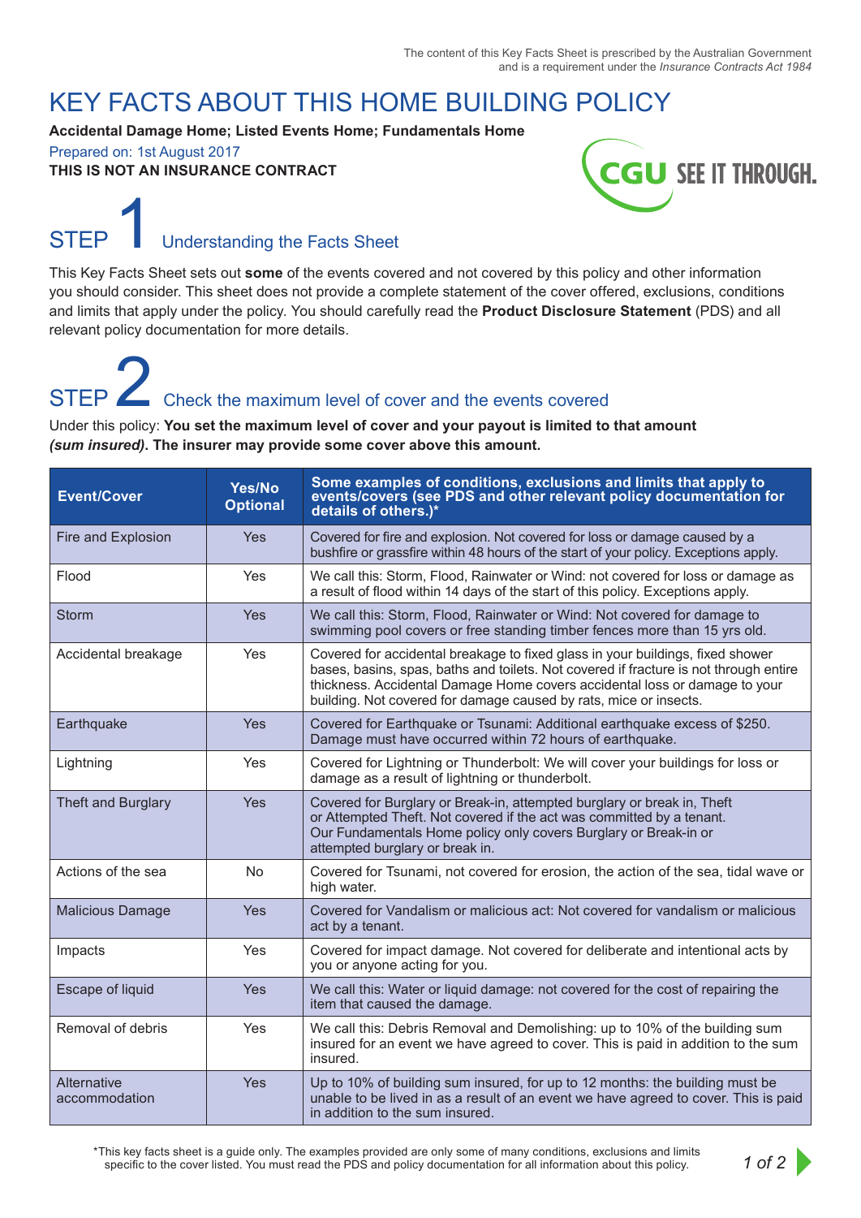The content of this Key Facts Sheet is prescribed by the Australian Government and is a requirement under the *Insurance Contracts Act 1984*

# KEY FACTS ABOUT THIS HOME BUILDING POLICY

**Accidental Damage Home; Listed Events Home; Fundamentals Home**

Prepared on: 1st August 2017

**THIS IS NOT AN INSURANCE CONTRACT**

CGU SEE IT THROUGH.

## STEP 1 Understanding the Facts Sheet

This Key Facts Sheet sets out **some** of the events covered and not covered by this policy and other information you should consider. This sheet does not provide a complete statement of the cover offered, exclusions, conditions and limits that apply under the policy. You should carefully read the **Product Disclosure Statement** (PDS) and all relevant policy documentation for more details.

## STEP 2 Check the maximum level of cover and the events covered

Under this policy: **You set the maximum level of cover and your payout is limited to that amount *(sum insured)*. The insurer may provide some cover above this amount.**

| Event/Cover | Yes/No Optional | Some examples of conditions, exclusions and limits that apply to events/covers (see PDS and other relevant policy documentation for details of others.)* |
|---|---|---|
| Fire and Explosion | Yes | Covered for fire and explosion. Not covered for loss or damage caused by a bushfire or grassfire within 48 hours of the start of your policy. Exceptions apply. |
| Flood | Yes | We call this: Storm, Flood, Rainwater or Wind: not covered for loss or damage as a result of flood within 14 days of the start of this policy. Exceptions apply. |
| Storm | Yes | We call this: Storm, Flood, Rainwater or Wind: Not covered for damage to swimming pool covers or free standing timber fences more than 15 yrs old. |
| Accidental breakage | Yes | Covered for accidental breakage to fixed glass in your buildings, fixed shower bases, basins, spas, baths and toilets. Not covered if fracture is not through entire thickness. Accidental Damage Home covers accidental loss or damage to your building. Not covered for damage caused by rats, mice or insects. |
| Earthquake | Yes | Covered for Earthquake or Tsunami: Additional earthquake excess of $250. Damage must have occurred within 72 hours of earthquake. |
| Lightning | Yes | Covered for Lightning or Thunderbolt: We will cover your buildings for loss or damage as a result of lightning or thunderbolt. |
| Theft and Burglary | Yes | Covered for Burglary or Break-in, attempted burglary or break in, Theft or Attempted Theft. Not covered if the act was committed by a tenant. Our Fundamentals Home policy only covers Burglary or Break-in or attempted burglary or break in. |
| Actions of the sea | No | Covered for Tsunami, not covered for erosion, the action of the sea, tidal wave or high water. |
| Malicious Damage | Yes | Covered for Vandalism or malicious act: Not covered for vandalism or malicious act by a tenant. |
| Impacts | Yes | Covered for impact damage. Not covered for deliberate and intentional acts by you or anyone acting for you. |
| Escape of liquid | Yes | We call this: Water or liquid damage: not covered for the cost of repairing the item that caused the damage. |
| Removal of debris | Yes | We call this: Debris Removal and Demolishing: up to 10% of the building sum insured for an event we have agreed to cover. This is paid in addition to the sum insured. |
| Alternative accommodation | Yes | Up to 10% of building sum insured, for up to 12 months: the building must be unable to be lived in as a result of an event we have agreed to cover. This is paid in addition to the sum insured. |

*This key facts sheet is a guide only. The examples provided are only some of many conditions, exclusions and limits specific to the cover listed. You must read the PDS and policy documentation for all information about this policy.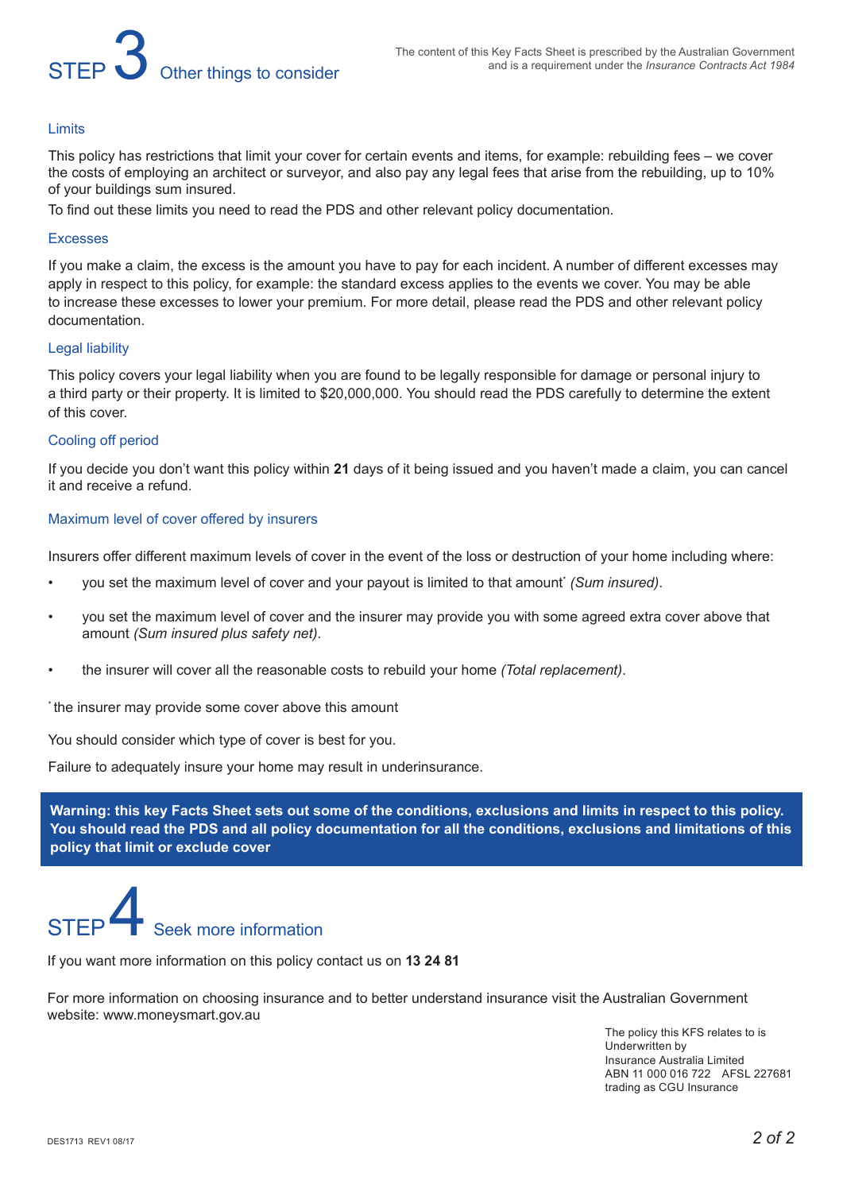# STEP 3 Other things to consider

The content of this Key Facts Sheet is prescribed by the Australian Government and is a requirement under the *Insurance Contracts Act 1984*

## Limits

This policy has restrictions that limit your cover for certain events and items, for example: rebuilding fees – we cover the costs of employing an architect or surveyor, and also pay any legal fees that arise from the rebuilding, up to 10% of your buildings sum insured.

To find out these limits you need to read the PDS and other relevant policy documentation.

## Excesses

If you make a claim, the excess is the amount you have to pay for each incident. A number of different excesses may apply in respect to this policy, for example: the standard excess applies to the events we cover. You may be able to increase these excesses to lower your premium. For more detail, please read the PDS and other relevant policy documentation.

## Legal liability

This policy covers your legal liability when you are found to be legally responsible for damage or personal injury to a third party or their property. It is limited to $20,000,000. You should read the PDS carefully to determine the extent of this cover.

## Cooling off period

If you decide you don't want this policy within **21** days of it being issued and you haven't made a claim, you can cancel it and receive a refund.

## Maximum level of cover offered by insurers

Insurers offer different maximum levels of cover in the event of the loss or destruction of your home including where:

- you set the maximum level of cover and your payout is limited to that amount* *(Sum insured)*.
- you set the maximum level of cover and the insurer may provide you with some agreed extra cover above that amount *(Sum insured plus safety net)*.
- the insurer will cover all the reasonable costs to rebuild your home *(Total replacement)*.

* the insurer may provide some cover above this amount

You should consider which type of cover is best for you.

Failure to adequately insure your home may result in underinsurance.

**Warning: this key Facts Sheet sets out some of the conditions, exclusions and limits in respect to this policy. You should read the PDS and all policy documentation for all the conditions, exclusions and limitations of this policy that limit or exclude cover**

# STEP 4 Seek more information

If you want more information on this policy contact us on **13 24 81**

For more information on choosing insurance and to better understand insurance visit the Australian Government website: www.moneysmart.gov.au

The policy this KFS relates to is Underwritten by
Insurance Australia Limited
ABN 11 000 016 722 AFSL 227681
trading as CGU Insurance

DES1713 REV1 08/17